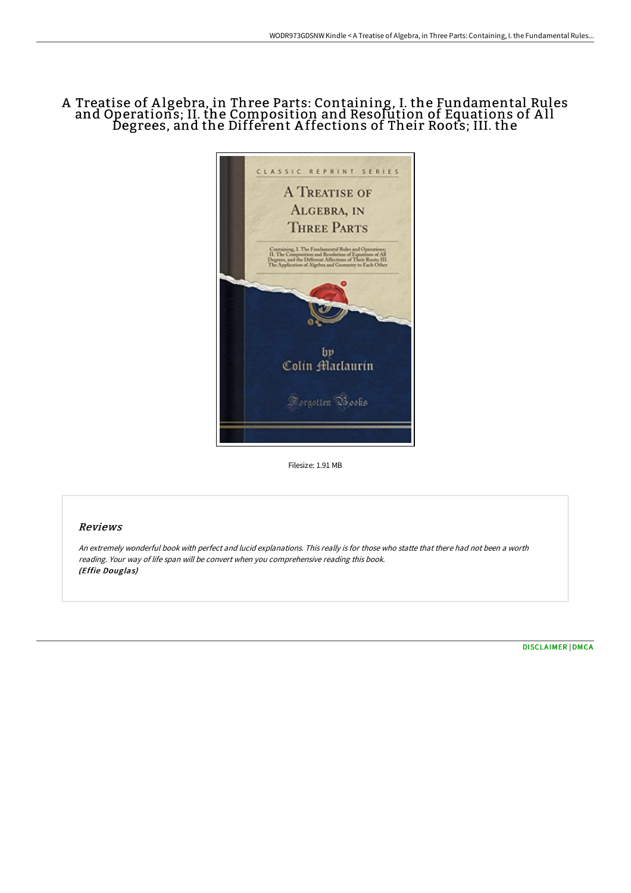# A Treatise of Algebra, in Three Parts: Containing, I. the Fundamental Rules and Operations; II. the Composition and Resolution of Equations of All Degrees, and the Different Affections of Their Roots; III. the

Filesize: 1.91 MB

## Reviews

*An extremely wonderful book with perfect and lucid explanations. This really is for those who statte that there had not been a worth reading. Your way of life span will be convert when you comprehensive reading this book.*
*(Effie Douglas)*

DISCLAIMER | DMCA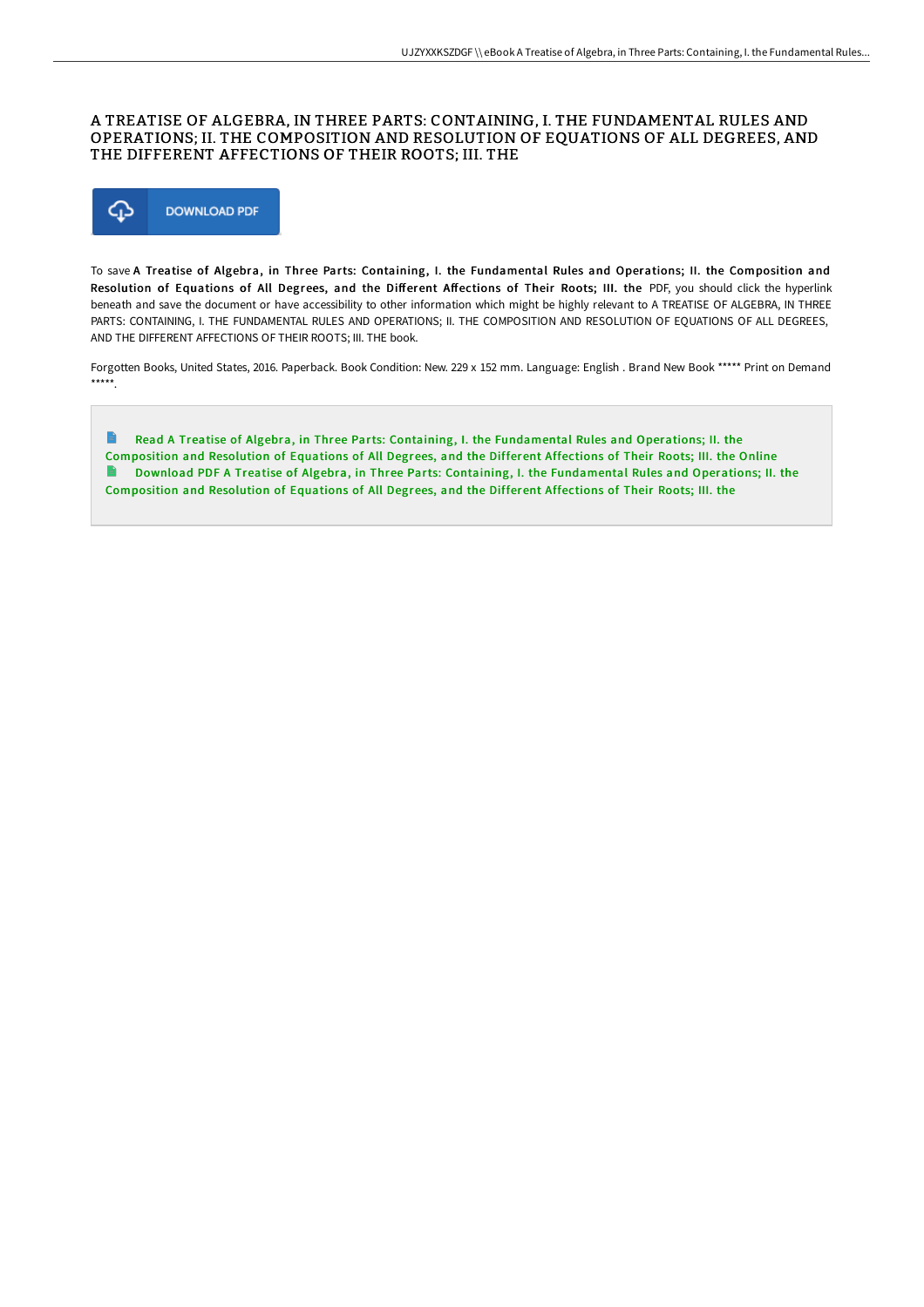# A TREATISE OF ALGEBRA, IN THREE PARTS: CONTAINING, I. THE FUNDAMENTAL RULES AND OPERATIONS; II. THE COMPOSITION AND RESOLUTION OF EQUATIONS OF ALL DEGREES, AND THE DIFFERENT AFFECTIONS OF THEIR ROOTS; III. THE

DOWNLOAD PDF

To save **A Treatise of Algebra, in Three Parts: Containing, I. the Fundamental Rules and Operations; II. the Composition and Resolution of Equations of All Degrees, and the Different Affections of Their Roots; III. the** PDF, you should click the hyperlink beneath and save the document or have accessibility to other information which might be highly relevant to A TREATISE OF ALGEBRA, IN THREE PARTS: CONTAINING, I. THE FUNDAMENTAL RULES AND OPERATIONS; II. THE COMPOSITION AND RESOLUTION OF EQUATIONS OF ALL DEGREES, AND THE DIFFERENT AFFECTIONS OF THEIR ROOTS; III. THE book.

Forgotten Books, United States, 2016. Paperback. Book Condition: New. 229 x 152 mm. Language: English . Brand New Book ***** Print on Demand *****.

Read A Treatise of Algebra, in Three Parts: Containing, I. the Fundamental Rules and Operations; II. the Composition and Resolution of Equations of All Degrees, and the Different Affections of Their Roots; III. the Online

Download PDF A Treatise of Algebra, in Three Parts: Containing, I. the Fundamental Rules and Operations; II. the Composition and Resolution of Equations of All Degrees, and the Different Affections of Their Roots; III. the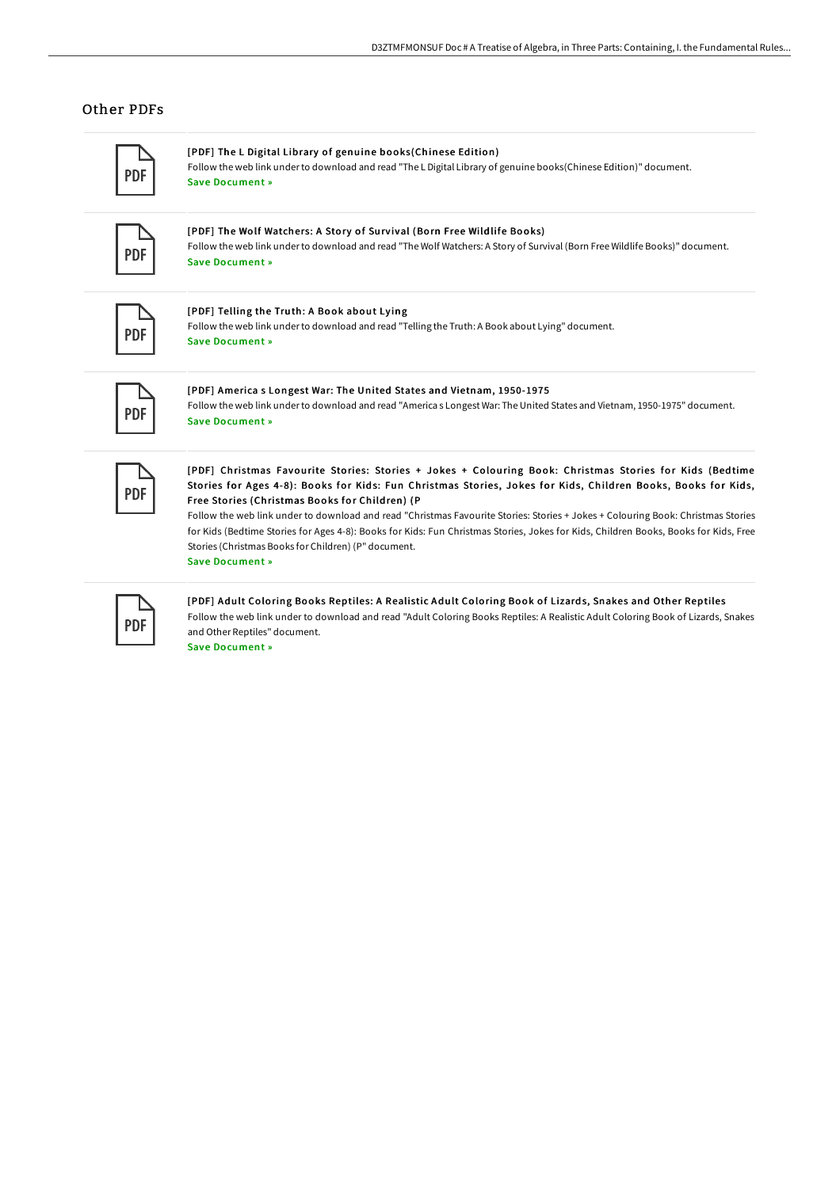## Other PDFs

[PDF] The L Digital Library of genuine books(Chinese Edition)
Follow the web link under to download and read "The L Digital Library of genuine books(Chinese Edition)" document.
Save Document »

[PDF] The Wolf Watchers: A Story of Survival (Born Free Wildlife Books)
Follow the web link under to download and read "The Wolf Watchers: A Story of Survival (Born Free Wildlife Books)" document.
Save Document »

[PDF] Telling the Truth: A Book about Lying
Follow the web link under to download and read "Telling the Truth: A Book about Lying" document.
Save Document »

[PDF] America s Longest War: The United States and Vietnam, 1950-1975
Follow the web link under to download and read "America s Longest War: The United States and Vietnam, 1950-1975" document.
Save Document »

[PDF] Christmas Favourite Stories: Stories + Jokes + Colouring Book: Christmas Stories for Kids (Bedtime Stories for Ages 4-8): Books for Kids: Fun Christmas Stories, Jokes for Kids, Children Books, Books for Kids, Free Stories (Christmas Books for Children) (P
Follow the web link under to download and read "Christmas Favourite Stories: Stories + Jokes + Colouring Book: Christmas Stories for Kids (Bedtime Stories for Ages 4-8): Books for Kids: Fun Christmas Stories, Jokes for Kids, Children Books, Books for Kids, Free Stories (Christmas Books for Children) (P" document.
Save Document »

[PDF] Adult Coloring Books Reptiles: A Realistic Adult Coloring Book of Lizards, Snakes and Other Reptiles
Follow the web link under to download and read "Adult Coloring Books Reptiles: A Realistic Adult Coloring Book of Lizards, Snakes and Other Reptiles" document.
Save Document »